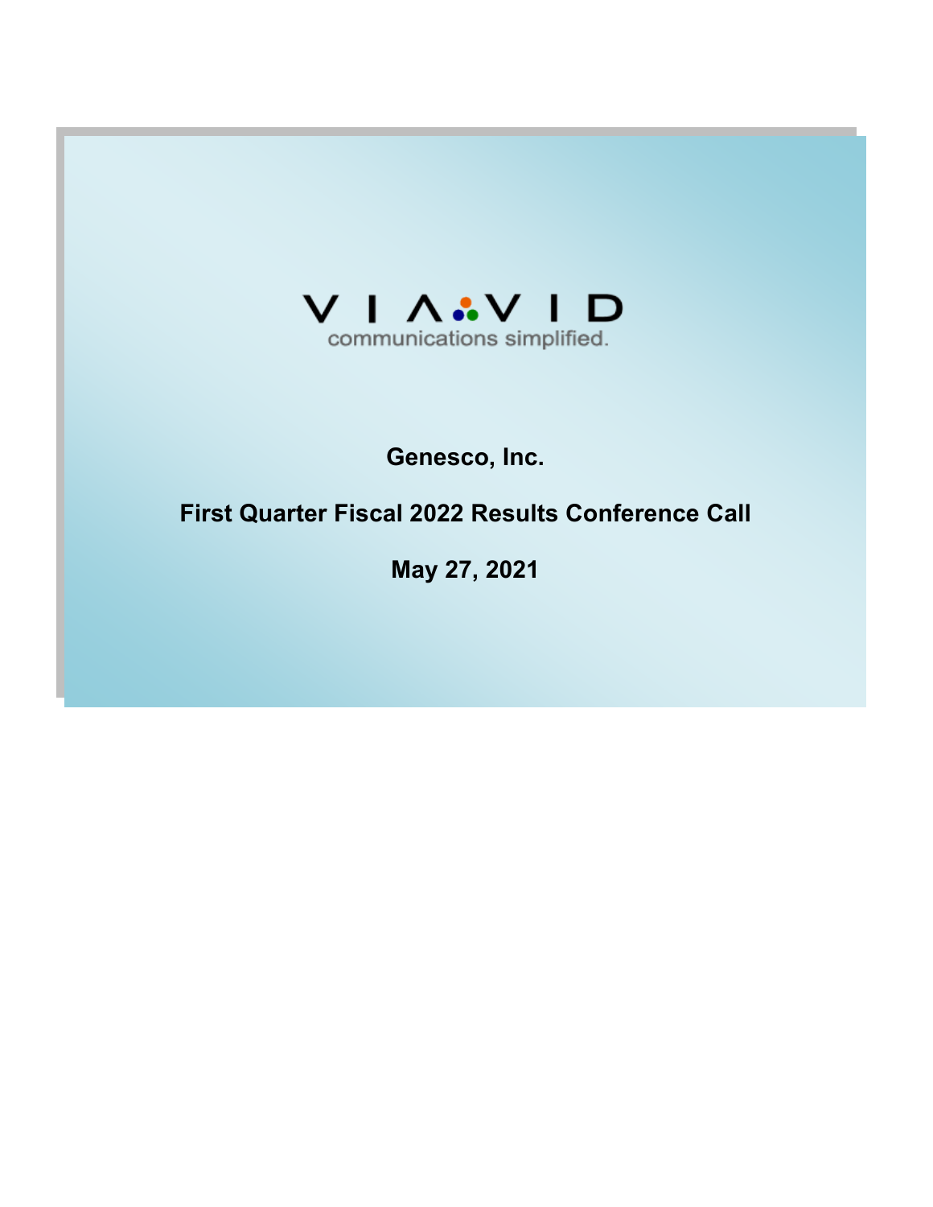VIAVID

communications simplified.

**Genesco, Inc.**

**First Quarter Fiscal 2022 Results Conference Call**

**May 27, 2021**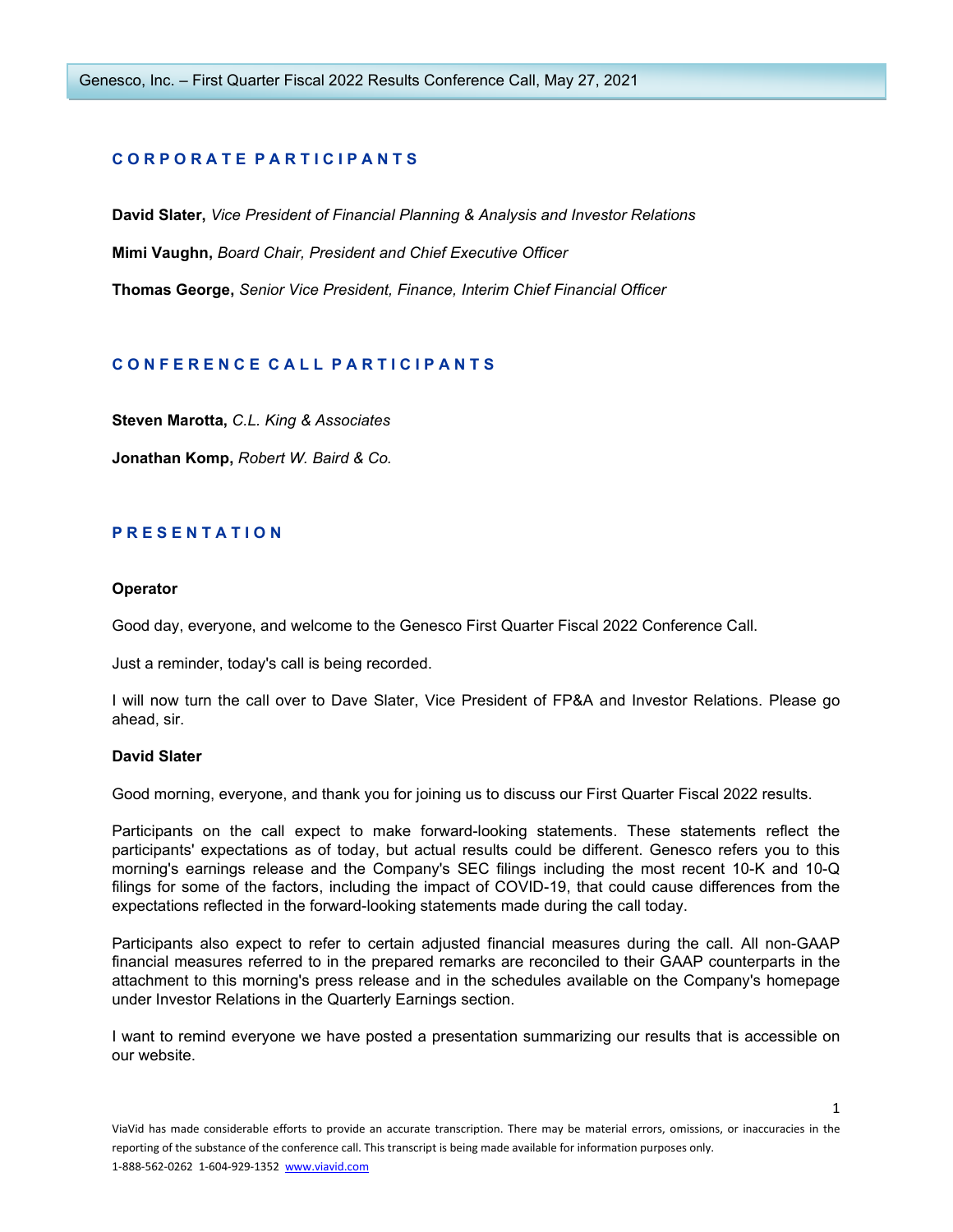## CORPORATE PARTICIPANTS

**David Slater,** *Vice President of Financial Planning & Analysis and Investor Relations*

**Mimi Vaughn,** *Board Chair, President and Chief Executive Officer*

**Thomas George,** *Senior Vice President, Finance, Interim Chief Financial Officer*

## CONFERENCE CALL PARTICIPANTS

**Steven Marotta,** *C.L. King & Associates*

**Jonathan Komp,** *Robert W. Baird & Co.*

## PRESENTATION

**Operator**

Good day, everyone, and welcome to the Genesco First Quarter Fiscal 2022 Conference Call.

Just a reminder, today's call is being recorded.

I will now turn the call over to Dave Slater, Vice President of FP&A and Investor Relations. Please go ahead, sir.

**David Slater**

Good morning, everyone, and thank you for joining us to discuss our First Quarter Fiscal 2022 results.

Participants on the call expect to make forward-looking statements. These statements reflect the participants' expectations as of today, but actual results could be different. Genesco refers you to this morning's earnings release and the Company's SEC filings including the most recent 10-K and 10-Q filings for some of the factors, including the impact of COVID-19, that could cause differences from the expectations reflected in the forward-looking statements made during the call today.

Participants also expect to refer to certain adjusted financial measures during the call. All non-GAAP financial measures referred to in the prepared remarks are reconciled to their GAAP counterparts in the attachment to this morning's press release and in the schedules available on the Company's homepage under Investor Relations in the Quarterly Earnings section.

I want to remind everyone we have posted a presentation summarizing our results that is accessible on our website.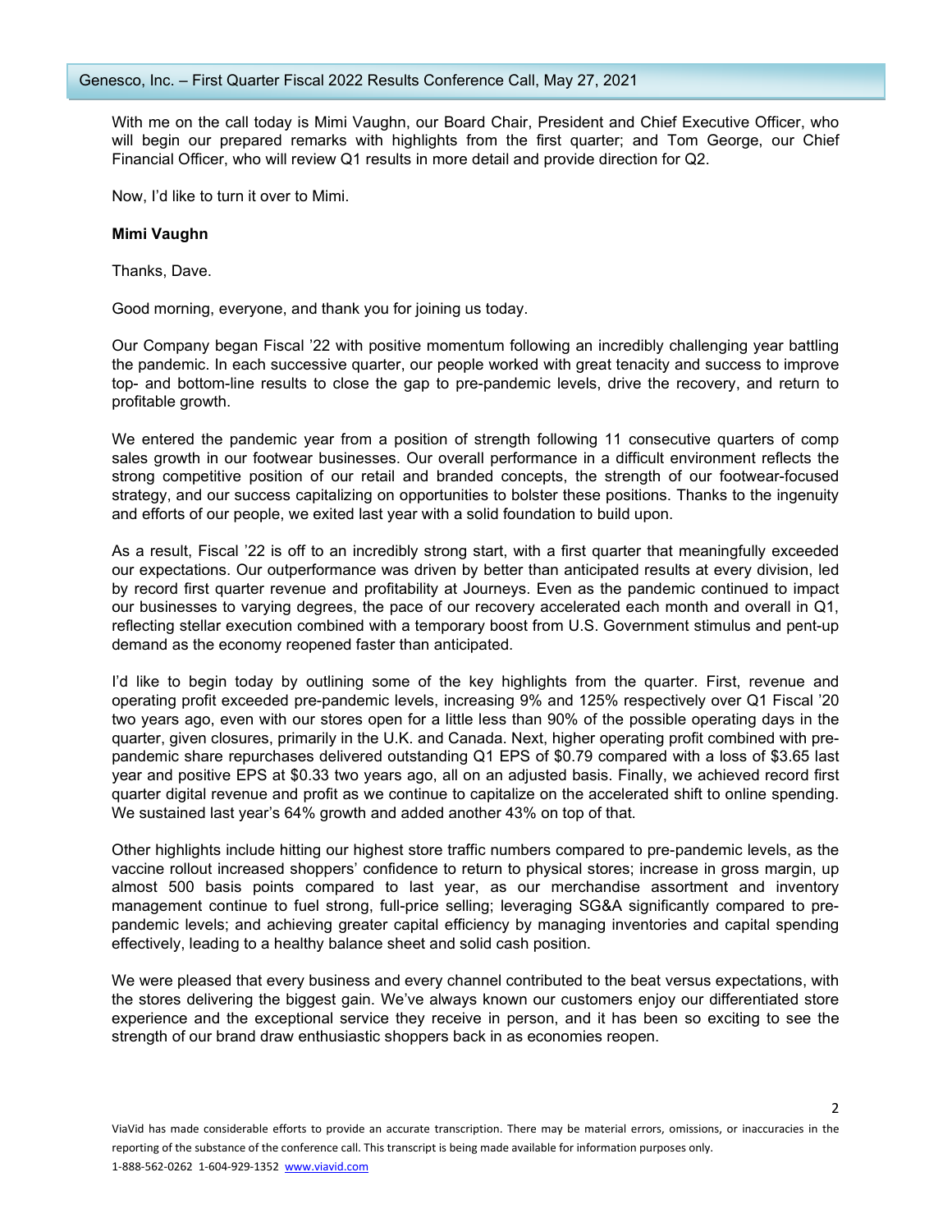With me on the call today is Mimi Vaughn, our Board Chair, President and Chief Executive Officer, who will begin our prepared remarks with highlights from the first quarter; and Tom George, our Chief Financial Officer, who will review Q1 results in more detail and provide direction for Q2.

Now, I'd like to turn it over to Mimi.

**Mimi Vaughn**

Thanks, Dave.

Good morning, everyone, and thank you for joining us today.

Our Company began Fiscal '22 with positive momentum following an incredibly challenging year battling the pandemic. In each successive quarter, our people worked with great tenacity and success to improve top- and bottom-line results to close the gap to pre-pandemic levels, drive the recovery, and return to profitable growth.

We entered the pandemic year from a position of strength following 11 consecutive quarters of comp sales growth in our footwear businesses. Our overall performance in a difficult environment reflects the strong competitive position of our retail and branded concepts, the strength of our footwear-focused strategy, and our success capitalizing on opportunities to bolster these positions. Thanks to the ingenuity and efforts of our people, we exited last year with a solid foundation to build upon.

As a result, Fiscal '22 is off to an incredibly strong start, with a first quarter that meaningfully exceeded our expectations. Our outperformance was driven by better than anticipated results at every division, led by record first quarter revenue and profitability at Journeys. Even as the pandemic continued to impact our businesses to varying degrees, the pace of our recovery accelerated each month and overall in Q1, reflecting stellar execution combined with a temporary boost from U.S. Government stimulus and pent-up demand as the economy reopened faster than anticipated.

I'd like to begin today by outlining some of the key highlights from the quarter. First, revenue and operating profit exceeded pre-pandemic levels, increasing 9% and 125% respectively over Q1 Fiscal '20 two years ago, even with our stores open for a little less than 90% of the possible operating days in the quarter, given closures, primarily in the U.K. and Canada. Next, higher operating profit combined with pre-pandemic share repurchases delivered outstanding Q1 EPS of $0.79 compared with a loss of $3.65 last year and positive EPS at $0.33 two years ago, all on an adjusted basis. Finally, we achieved record first quarter digital revenue and profit as we continue to capitalize on the accelerated shift to online spending. We sustained last year's 64% growth and added another 43% on top of that.

Other highlights include hitting our highest store traffic numbers compared to pre-pandemic levels, as the vaccine rollout increased shoppers' confidence to return to physical stores; increase in gross margin, up almost 500 basis points compared to last year, as our merchandise assortment and inventory management continue to fuel strong, full-price selling; leveraging SG&A significantly compared to pre-pandemic levels; and achieving greater capital efficiency by managing inventories and capital spending effectively, leading to a healthy balance sheet and solid cash position.

We were pleased that every business and every channel contributed to the beat versus expectations, with the stores delivering the biggest gain. We've always known our customers enjoy our differentiated store experience and the exceptional service they receive in person, and it has been so exciting to see the strength of our brand draw enthusiastic shoppers back in as economies reopen.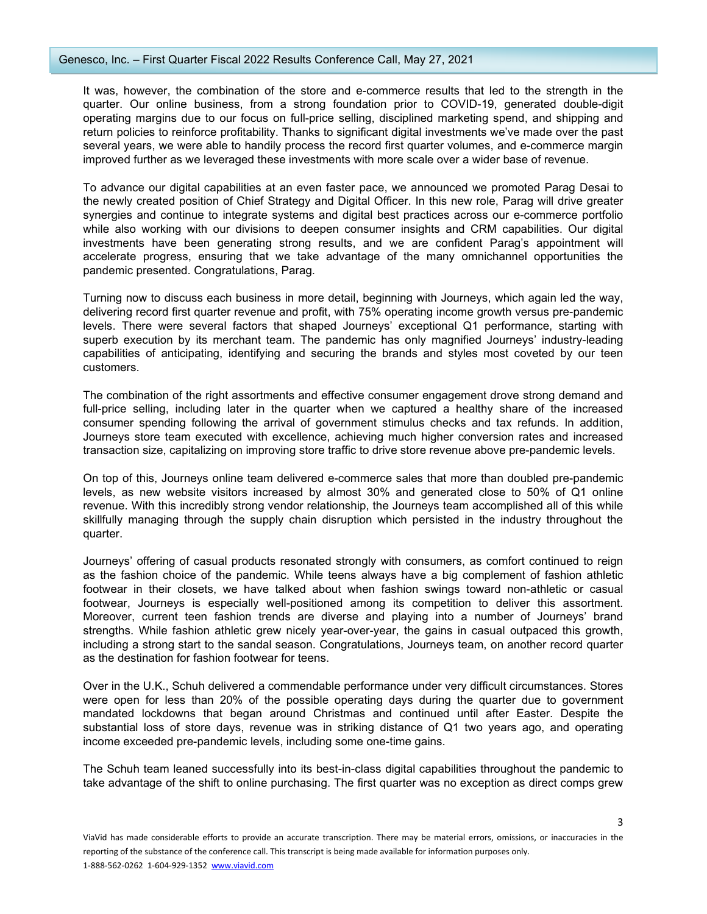It was, however, the combination of the store and e-commerce results that led to the strength in the quarter. Our online business, from a strong foundation prior to COVID-19, generated double-digit operating margins due to our focus on full-price selling, disciplined marketing spend, and shipping and return policies to reinforce profitability. Thanks to significant digital investments we've made over the past several years, we were able to handily process the record first quarter volumes, and e-commerce margin improved further as we leveraged these investments with more scale over a wider base of revenue.

To advance our digital capabilities at an even faster pace, we announced we promoted Parag Desai to the newly created position of Chief Strategy and Digital Officer. In this new role, Parag will drive greater synergies and continue to integrate systems and digital best practices across our e-commerce portfolio while also working with our divisions to deepen consumer insights and CRM capabilities. Our digital investments have been generating strong results, and we are confident Parag's appointment will accelerate progress, ensuring that we take advantage of the many omnichannel opportunities the pandemic presented. Congratulations, Parag.

Turning now to discuss each business in more detail, beginning with Journeys, which again led the way, delivering record first quarter revenue and profit, with 75% operating income growth versus pre-pandemic levels. There were several factors that shaped Journeys' exceptional Q1 performance, starting with superb execution by its merchant team. The pandemic has only magnified Journeys' industry-leading capabilities of anticipating, identifying and securing the brands and styles most coveted by our teen customers.

The combination of the right assortments and effective consumer engagement drove strong demand and full-price selling, including later in the quarter when we captured a healthy share of the increased consumer spending following the arrival of government stimulus checks and tax refunds. In addition, Journeys store team executed with excellence, achieving much higher conversion rates and increased transaction size, capitalizing on improving store traffic to drive store revenue above pre-pandemic levels.

On top of this, Journeys online team delivered e-commerce sales that more than doubled pre-pandemic levels, as new website visitors increased by almost 30% and generated close to 50% of Q1 online revenue. With this incredibly strong vendor relationship, the Journeys team accomplished all of this while skillfully managing through the supply chain disruption which persisted in the industry throughout the quarter.

Journeys' offering of casual products resonated strongly with consumers, as comfort continued to reign as the fashion choice of the pandemic. While teens always have a big complement of fashion athletic footwear in their closets, we have talked about when fashion swings toward non-athletic or casual footwear, Journeys is especially well-positioned among its competition to deliver this assortment. Moreover, current teen fashion trends are diverse and playing into a number of Journeys' brand strengths. While fashion athletic grew nicely year-over-year, the gains in casual outpaced this growth, including a strong start to the sandal season. Congratulations, Journeys team, on another record quarter as the destination for fashion footwear for teens.

Over in the U.K., Schuh delivered a commendable performance under very difficult circumstances. Stores were open for less than 20% of the possible operating days during the quarter due to government mandated lockdowns that began around Christmas and continued until after Easter. Despite the substantial loss of store days, revenue was in striking distance of Q1 two years ago, and operating income exceeded pre-pandemic levels, including some one-time gains.

The Schuh team leaned successfully into its best-in-class digital capabilities throughout the pandemic to take advantage of the shift to online purchasing. The first quarter was no exception as direct comps grew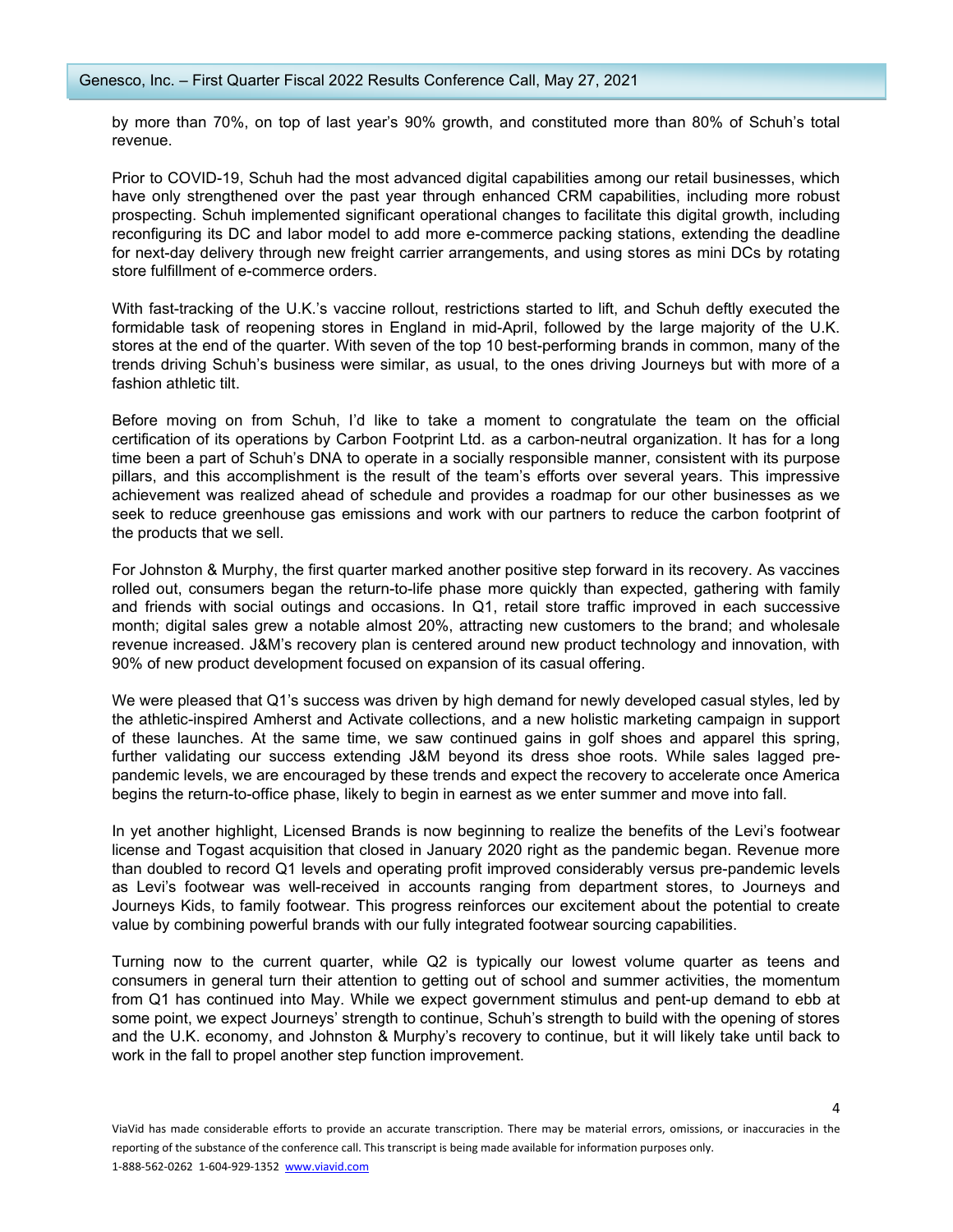by more than 70%, on top of last year's 90% growth, and constituted more than 80% of Schuh's total revenue.

Prior to COVID-19, Schuh had the most advanced digital capabilities among our retail businesses, which have only strengthened over the past year through enhanced CRM capabilities, including more robust prospecting. Schuh implemented significant operational changes to facilitate this digital growth, including reconfiguring its DC and labor model to add more e-commerce packing stations, extending the deadline for next-day delivery through new freight carrier arrangements, and using stores as mini DCs by rotating store fulfillment of e-commerce orders.

With fast-tracking of the U.K.'s vaccine rollout, restrictions started to lift, and Schuh deftly executed the formidable task of reopening stores in England in mid-April, followed by the large majority of the U.K. stores at the end of the quarter. With seven of the top 10 best-performing brands in common, many of the trends driving Schuh's business were similar, as usual, to the ones driving Journeys but with more of a fashion athletic tilt.

Before moving on from Schuh, I'd like to take a moment to congratulate the team on the official certification of its operations by Carbon Footprint Ltd. as a carbon-neutral organization. It has for a long time been a part of Schuh's DNA to operate in a socially responsible manner, consistent with its purpose pillars, and this accomplishment is the result of the team's efforts over several years. This impressive achievement was realized ahead of schedule and provides a roadmap for our other businesses as we seek to reduce greenhouse gas emissions and work with our partners to reduce the carbon footprint of the products that we sell.

For Johnston & Murphy, the first quarter marked another positive step forward in its recovery. As vaccines rolled out, consumers began the return-to-life phase more quickly than expected, gathering with family and friends with social outings and occasions. In Q1, retail store traffic improved in each successive month; digital sales grew a notable almost 20%, attracting new customers to the brand; and wholesale revenue increased. J&M's recovery plan is centered around new product technology and innovation, with 90% of new product development focused on expansion of its casual offering.

We were pleased that Q1's success was driven by high demand for newly developed casual styles, led by the athletic-inspired Amherst and Activate collections, and a new holistic marketing campaign in support of these launches. At the same time, we saw continued gains in golf shoes and apparel this spring, further validating our success extending J&M beyond its dress shoe roots. While sales lagged pre-pandemic levels, we are encouraged by these trends and expect the recovery to accelerate once America begins the return-to-office phase, likely to begin in earnest as we enter summer and move into fall.

In yet another highlight, Licensed Brands is now beginning to realize the benefits of the Levi's footwear license and Togast acquisition that closed in January 2020 right as the pandemic began. Revenue more than doubled to record Q1 levels and operating profit improved considerably versus pre-pandemic levels as Levi's footwear was well-received in accounts ranging from department stores, to Journeys and Journeys Kids, to family footwear. This progress reinforces our excitement about the potential to create value by combining powerful brands with our fully integrated footwear sourcing capabilities.

Turning now to the current quarter, while Q2 is typically our lowest volume quarter as teens and consumers in general turn their attention to getting out of school and summer activities, the momentum from Q1 has continued into May. While we expect government stimulus and pent-up demand to ebb at some point, we expect Journeys' strength to continue, Schuh's strength to build with the opening of stores and the U.K. economy, and Johnston & Murphy's recovery to continue, but it will likely take until back to work in the fall to propel another step function improvement.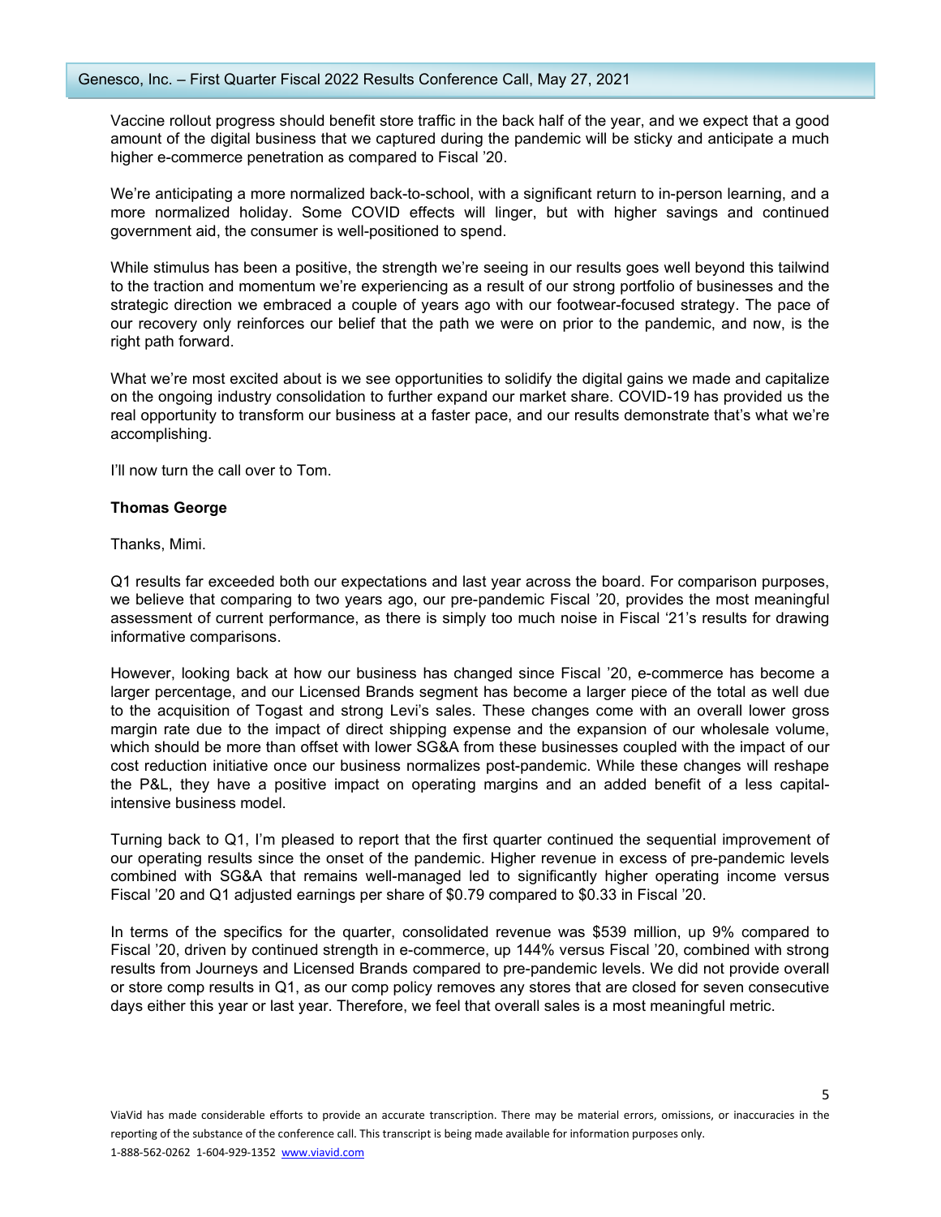Vaccine rollout progress should benefit store traffic in the back half of the year, and we expect that a good amount of the digital business that we captured during the pandemic will be sticky and anticipate a much higher e-commerce penetration as compared to Fiscal '20.

We're anticipating a more normalized back-to-school, with a significant return to in-person learning, and a more normalized holiday. Some COVID effects will linger, but with higher savings and continued government aid, the consumer is well-positioned to spend.

While stimulus has been a positive, the strength we're seeing in our results goes well beyond this tailwind to the traction and momentum we're experiencing as a result of our strong portfolio of businesses and the strategic direction we embraced a couple of years ago with our footwear-focused strategy. The pace of our recovery only reinforces our belief that the path we were on prior to the pandemic, and now, is the right path forward.

What we're most excited about is we see opportunities to solidify the digital gains we made and capitalize on the ongoing industry consolidation to further expand our market share. COVID-19 has provided us the real opportunity to transform our business at a faster pace, and our results demonstrate that's what we're accomplishing.

I'll now turn the call over to Tom.

**Thomas George**

Thanks, Mimi.

Q1 results far exceeded both our expectations and last year across the board. For comparison purposes, we believe that comparing to two years ago, our pre-pandemic Fiscal '20, provides the most meaningful assessment of current performance, as there is simply too much noise in Fiscal '21's results for drawing informative comparisons.

However, looking back at how our business has changed since Fiscal '20, e-commerce has become a larger percentage, and our Licensed Brands segment has become a larger piece of the total as well due to the acquisition of Togast and strong Levi's sales. These changes come with an overall lower gross margin rate due to the impact of direct shipping expense and the expansion of our wholesale volume, which should be more than offset with lower SG&A from these businesses coupled with the impact of our cost reduction initiative once our business normalizes post-pandemic. While these changes will reshape the P&L, they have a positive impact on operating margins and an added benefit of a less capital-intensive business model.

Turning back to Q1, I'm pleased to report that the first quarter continued the sequential improvement of our operating results since the onset of the pandemic. Higher revenue in excess of pre-pandemic levels combined with SG&A that remains well-managed led to significantly higher operating income versus Fiscal '20 and Q1 adjusted earnings per share of $0.79 compared to $0.33 in Fiscal '20.

In terms of the specifics for the quarter, consolidated revenue was $539 million, up 9% compared to Fiscal '20, driven by continued strength in e-commerce, up 144% versus Fiscal '20, combined with strong results from Journeys and Licensed Brands compared to pre-pandemic levels. We did not provide overall or store comp results in Q1, as our comp policy removes any stores that are closed for seven consecutive days either this year or last year. Therefore, we feel that overall sales is a most meaningful metric.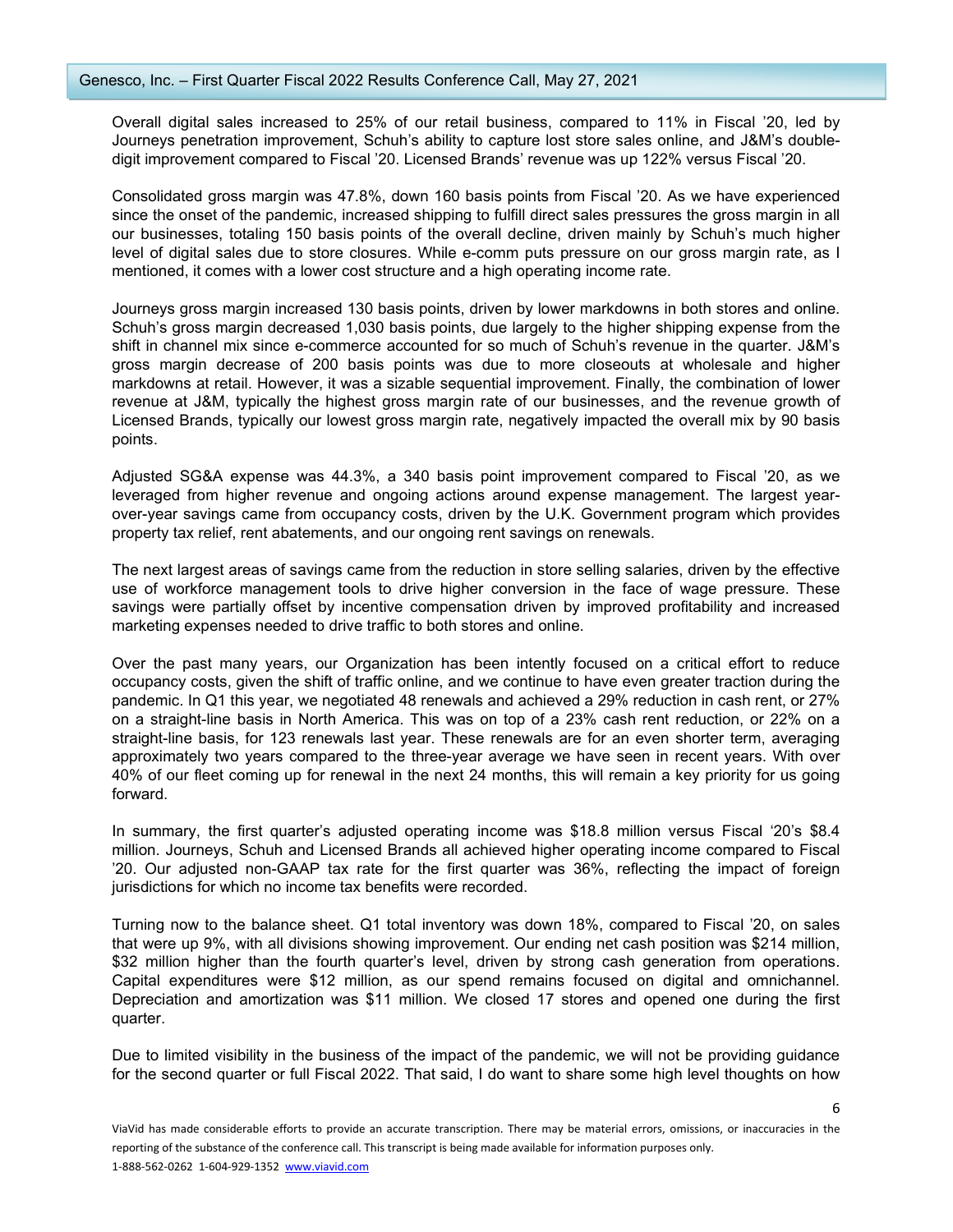Overall digital sales increased to 25% of our retail business, compared to 11% in Fiscal '20, led by Journeys penetration improvement, Schuh's ability to capture lost store sales online, and J&M's double-digit improvement compared to Fiscal '20. Licensed Brands' revenue was up 122% versus Fiscal '20.

Consolidated gross margin was 47.8%, down 160 basis points from Fiscal '20. As we have experienced since the onset of the pandemic, increased shipping to fulfill direct sales pressures the gross margin in all our businesses, totaling 150 basis points of the overall decline, driven mainly by Schuh's much higher level of digital sales due to store closures. While e-comm puts pressure on our gross margin rate, as I mentioned, it comes with a lower cost structure and a high operating income rate.

Journeys gross margin increased 130 basis points, driven by lower markdowns in both stores and online. Schuh's gross margin decreased 1,030 basis points, due largely to the higher shipping expense from the shift in channel mix since e-commerce accounted for so much of Schuh's revenue in the quarter. J&M's gross margin decrease of 200 basis points was due to more closeouts at wholesale and higher markdowns at retail. However, it was a sizable sequential improvement. Finally, the combination of lower revenue at J&M, typically the highest gross margin rate of our businesses, and the revenue growth of Licensed Brands, typically our lowest gross margin rate, negatively impacted the overall mix by 90 basis points.

Adjusted SG&A expense was 44.3%, a 340 basis point improvement compared to Fiscal '20, as we leveraged from higher revenue and ongoing actions around expense management. The largest year-over-year savings came from occupancy costs, driven by the U.K. Government program which provides property tax relief, rent abatements, and our ongoing rent savings on renewals.

The next largest areas of savings came from the reduction in store selling salaries, driven by the effective use of workforce management tools to drive higher conversion in the face of wage pressure. These savings were partially offset by incentive compensation driven by improved profitability and increased marketing expenses needed to drive traffic to both stores and online.

Over the past many years, our Organization has been intently focused on a critical effort to reduce occupancy costs, given the shift of traffic online, and we continue to have even greater traction during the pandemic. In Q1 this year, we negotiated 48 renewals and achieved a 29% reduction in cash rent, or 27% on a straight-line basis in North America. This was on top of a 23% cash rent reduction, or 22% on a straight-line basis, for 123 renewals last year. These renewals are for an even shorter term, averaging approximately two years compared to the three-year average we have seen in recent years. With over 40% of our fleet coming up for renewal in the next 24 months, this will remain a key priority for us going forward.

In summary, the first quarter's adjusted operating income was $18.8 million versus Fiscal '20's $8.4 million. Journeys, Schuh and Licensed Brands all achieved higher operating income compared to Fiscal '20. Our adjusted non-GAAP tax rate for the first quarter was 36%, reflecting the impact of foreign jurisdictions for which no income tax benefits were recorded.

Turning now to the balance sheet. Q1 total inventory was down 18%, compared to Fiscal '20, on sales that were up 9%, with all divisions showing improvement. Our ending net cash position was $214 million, $32 million higher than the fourth quarter's level, driven by strong cash generation from operations. Capital expenditures were $12 million, as our spend remains focused on digital and omnichannel. Depreciation and amortization was $11 million. We closed 17 stores and opened one during the first quarter.

Due to limited visibility in the business of the impact of the pandemic, we will not be providing guidance for the second quarter or full Fiscal 2022. That said, I do want to share some high level thoughts on how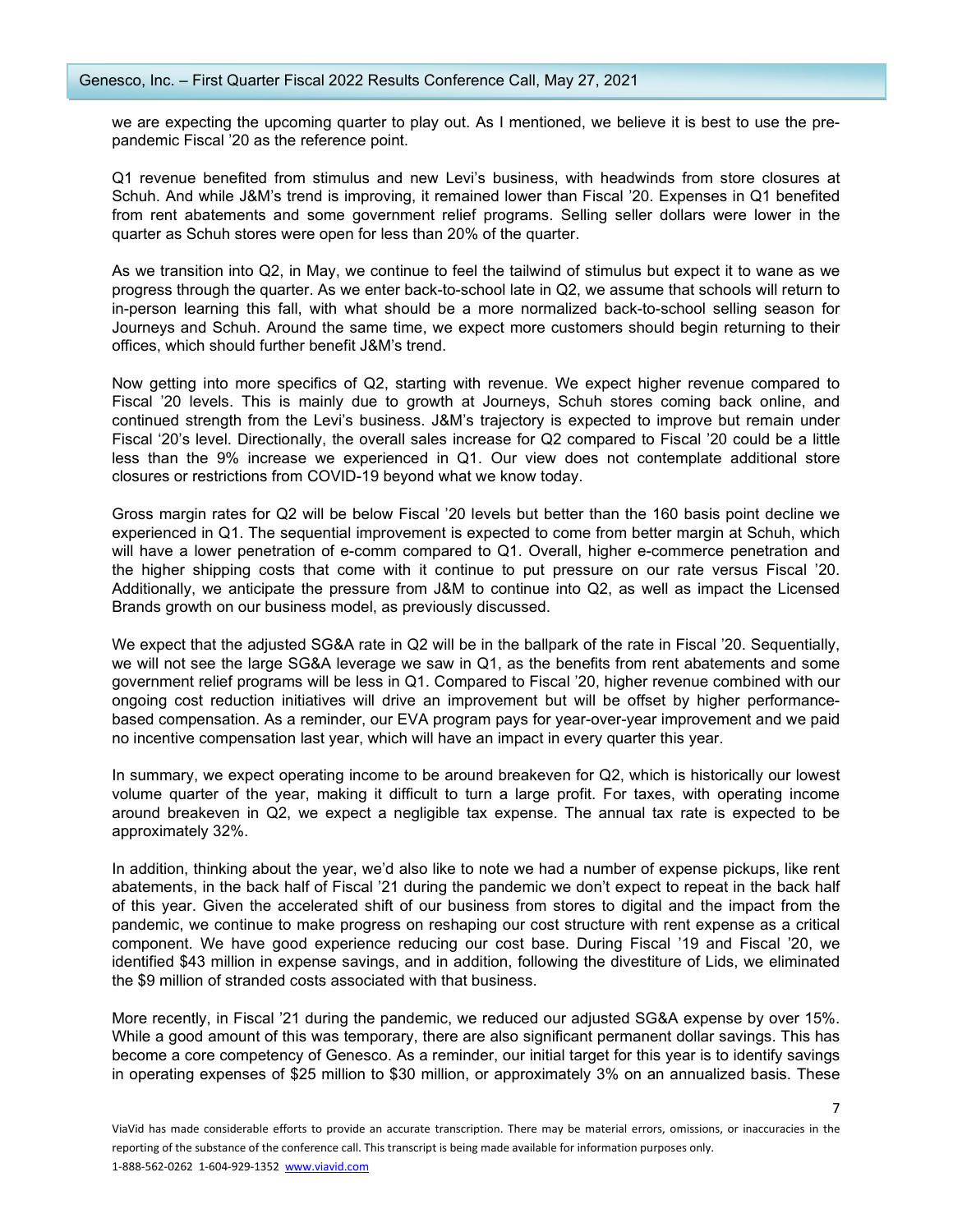we are expecting the upcoming quarter to play out. As I mentioned, we believe it is best to use the pre-pandemic Fiscal '20 as the reference point.

Q1 revenue benefited from stimulus and new Levi's business, with headwinds from store closures at Schuh. And while J&M's trend is improving, it remained lower than Fiscal '20. Expenses in Q1 benefited from rent abatements and some government relief programs. Selling seller dollars were lower in the quarter as Schuh stores were open for less than 20% of the quarter.

As we transition into Q2, in May, we continue to feel the tailwind of stimulus but expect it to wane as we progress through the quarter. As we enter back-to-school late in Q2, we assume that schools will return to in-person learning this fall, with what should be a more normalized back-to-school selling season for Journeys and Schuh. Around the same time, we expect more customers should begin returning to their offices, which should further benefit J&M's trend.

Now getting into more specifics of Q2, starting with revenue. We expect higher revenue compared to Fiscal '20 levels. This is mainly due to growth at Journeys, Schuh stores coming back online, and continued strength from the Levi's business. J&M's trajectory is expected to improve but remain under Fiscal '20's level. Directionally, the overall sales increase for Q2 compared to Fiscal '20 could be a little less than the 9% increase we experienced in Q1. Our view does not contemplate additional store closures or restrictions from COVID-19 beyond what we know today.

Gross margin rates for Q2 will be below Fiscal '20 levels but better than the 160 basis point decline we experienced in Q1. The sequential improvement is expected to come from better margin at Schuh, which will have a lower penetration of e-comm compared to Q1. Overall, higher e-commerce penetration and the higher shipping costs that come with it continue to put pressure on our rate versus Fiscal '20. Additionally, we anticipate the pressure from J&M to continue into Q2, as well as impact the Licensed Brands growth on our business model, as previously discussed.

We expect that the adjusted SG&A rate in Q2 will be in the ballpark of the rate in Fiscal '20. Sequentially, we will not see the large SG&A leverage we saw in Q1, as the benefits from rent abatements and some government relief programs will be less in Q1. Compared to Fiscal '20, higher revenue combined with our ongoing cost reduction initiatives will drive an improvement but will be offset by higher performance-based compensation. As a reminder, our EVA program pays for year-over-year improvement and we paid no incentive compensation last year, which will have an impact in every quarter this year.

In summary, we expect operating income to be around breakeven for Q2, which is historically our lowest volume quarter of the year, making it difficult to turn a large profit. For taxes, with operating income around breakeven in Q2, we expect a negligible tax expense. The annual tax rate is expected to be approximately 32%.

In addition, thinking about the year, we'd also like to note we had a number of expense pickups, like rent abatements, in the back half of Fiscal '21 during the pandemic we don't expect to repeat in the back half of this year. Given the accelerated shift of our business from stores to digital and the impact from the pandemic, we continue to make progress on reshaping our cost structure with rent expense as a critical component. We have good experience reducing our cost base. During Fiscal '19 and Fiscal '20, we identified $43 million in expense savings, and in addition, following the divestiture of Lids, we eliminated the $9 million of stranded costs associated with that business.

More recently, in Fiscal '21 during the pandemic, we reduced our adjusted SG&A expense by over 15%. While a good amount of this was temporary, there are also significant permanent dollar savings. This has become a core competency of Genesco. As a reminder, our initial target for this year is to identify savings in operating expenses of $25 million to $30 million, or approximately 3% on an annualized basis. These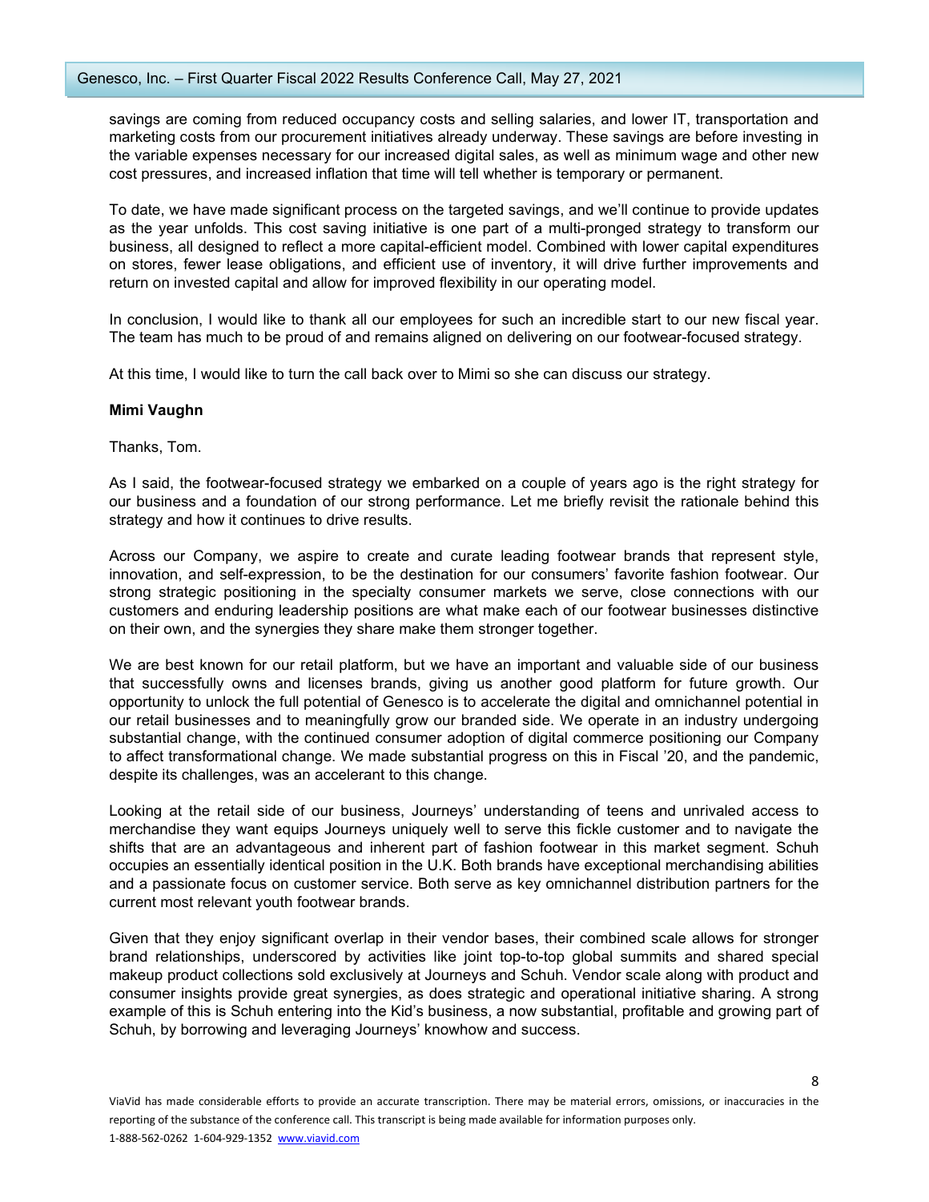savings are coming from reduced occupancy costs and selling salaries, and lower IT, transportation and marketing costs from our procurement initiatives already underway. These savings are before investing in the variable expenses necessary for our increased digital sales, as well as minimum wage and other new cost pressures, and increased inflation that time will tell whether is temporary or permanent.

To date, we have made significant process on the targeted savings, and we'll continue to provide updates as the year unfolds. This cost saving initiative is one part of a multi-pronged strategy to transform our business, all designed to reflect a more capital-efficient model. Combined with lower capital expenditures on stores, fewer lease obligations, and efficient use of inventory, it will drive further improvements and return on invested capital and allow for improved flexibility in our operating model.

In conclusion, I would like to thank all our employees for such an incredible start to our new fiscal year. The team has much to be proud of and remains aligned on delivering on our footwear-focused strategy.

At this time, I would like to turn the call back over to Mimi so she can discuss our strategy.

**Mimi Vaughn**

Thanks, Tom.

As I said, the footwear-focused strategy we embarked on a couple of years ago is the right strategy for our business and a foundation of our strong performance. Let me briefly revisit the rationale behind this strategy and how it continues to drive results.

Across our Company, we aspire to create and curate leading footwear brands that represent style, innovation, and self-expression, to be the destination for our consumers' favorite fashion footwear. Our strong strategic positioning in the specialty consumer markets we serve, close connections with our customers and enduring leadership positions are what make each of our footwear businesses distinctive on their own, and the synergies they share make them stronger together.

We are best known for our retail platform, but we have an important and valuable side of our business that successfully owns and licenses brands, giving us another good platform for future growth. Our opportunity to unlock the full potential of Genesco is to accelerate the digital and omnichannel potential in our retail businesses and to meaningfully grow our branded side. We operate in an industry undergoing substantial change, with the continued consumer adoption of digital commerce positioning our Company to affect transformational change. We made substantial progress on this in Fiscal '20, and the pandemic, despite its challenges, was an accelerant to this change.

Looking at the retail side of our business, Journeys' understanding of teens and unrivaled access to merchandise they want equips Journeys uniquely well to serve this fickle customer and to navigate the shifts that are an advantageous and inherent part of fashion footwear in this market segment. Schuh occupies an essentially identical position in the U.K. Both brands have exceptional merchandising abilities and a passionate focus on customer service. Both serve as key omnichannel distribution partners for the current most relevant youth footwear brands.

Given that they enjoy significant overlap in their vendor bases, their combined scale allows for stronger brand relationships, underscored by activities like joint top-to-top global summits and shared special makeup product collections sold exclusively at Journeys and Schuh. Vendor scale along with product and consumer insights provide great synergies, as does strategic and operational initiative sharing. A strong example of this is Schuh entering into the Kid's business, a now substantial, profitable and growing part of Schuh, by borrowing and leveraging Journeys' knowhow and success.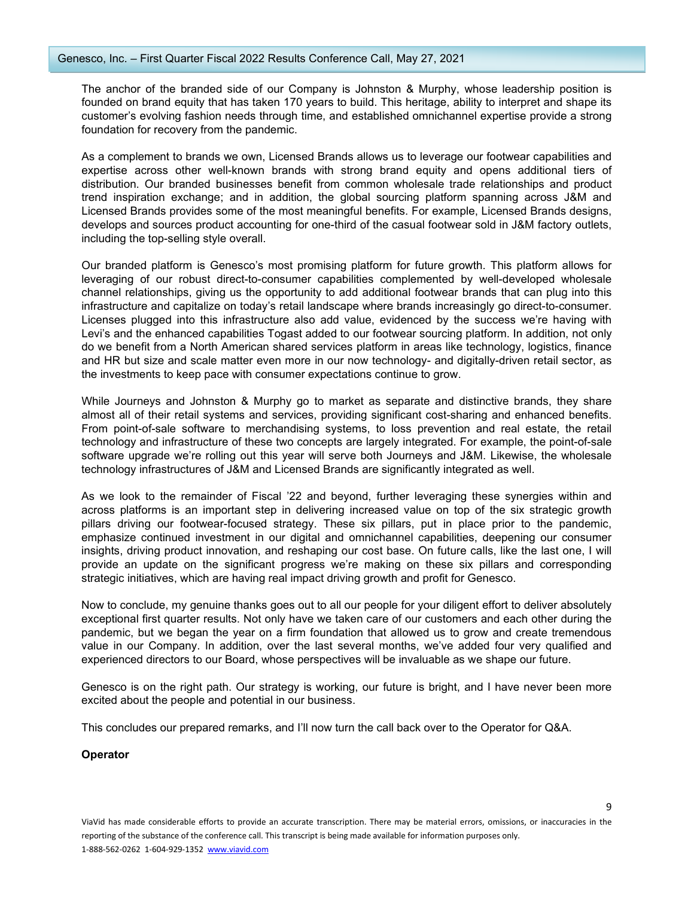The anchor of the branded side of our Company is Johnston & Murphy, whose leadership position is founded on brand equity that has taken 170 years to build. This heritage, ability to interpret and shape its customer's evolving fashion needs through time, and established omnichannel expertise provide a strong foundation for recovery from the pandemic.

As a complement to brands we own, Licensed Brands allows us to leverage our footwear capabilities and expertise across other well-known brands with strong brand equity and opens additional tiers of distribution. Our branded businesses benefit from common wholesale trade relationships and product trend inspiration exchange; and in addition, the global sourcing platform spanning across J&M and Licensed Brands provides some of the most meaningful benefits. For example, Licensed Brands designs, develops and sources product accounting for one-third of the casual footwear sold in J&M factory outlets, including the top-selling style overall.

Our branded platform is Genesco's most promising platform for future growth. This platform allows for leveraging of our robust direct-to-consumer capabilities complemented by well-developed wholesale channel relationships, giving us the opportunity to add additional footwear brands that can plug into this infrastructure and capitalize on today's retail landscape where brands increasingly go direct-to-consumer. Licenses plugged into this infrastructure also add value, evidenced by the success we're having with Levi's and the enhanced capabilities Togast added to our footwear sourcing platform. In addition, not only do we benefit from a North American shared services platform in areas like technology, logistics, finance and HR but size and scale matter even more in our now technology- and digitally-driven retail sector, as the investments to keep pace with consumer expectations continue to grow.

While Journeys and Johnston & Murphy go to market as separate and distinctive brands, they share almost all of their retail systems and services, providing significant cost-sharing and enhanced benefits. From point-of-sale software to merchandising systems, to loss prevention and real estate, the retail technology and infrastructure of these two concepts are largely integrated. For example, the point-of-sale software upgrade we're rolling out this year will serve both Journeys and J&M. Likewise, the wholesale technology infrastructures of J&M and Licensed Brands are significantly integrated as well.

As we look to the remainder of Fiscal '22 and beyond, further leveraging these synergies within and across platforms is an important step in delivering increased value on top of the six strategic growth pillars driving our footwear-focused strategy. These six pillars, put in place prior to the pandemic, emphasize continued investment in our digital and omnichannel capabilities, deepening our consumer insights, driving product innovation, and reshaping our cost base. On future calls, like the last one, I will provide an update on the significant progress we're making on these six pillars and corresponding strategic initiatives, which are having real impact driving growth and profit for Genesco.

Now to conclude, my genuine thanks goes out to all our people for your diligent effort to deliver absolutely exceptional first quarter results. Not only have we taken care of our customers and each other during the pandemic, but we began the year on a firm foundation that allowed us to grow and create tremendous value in our Company. In addition, over the last several months, we've added four very qualified and experienced directors to our Board, whose perspectives will be invaluable as we shape our future.

Genesco is on the right path. Our strategy is working, our future is bright, and I have never been more excited about the people and potential in our business.

This concludes our prepared remarks, and I'll now turn the call back over to the Operator for Q&A.

**Operator**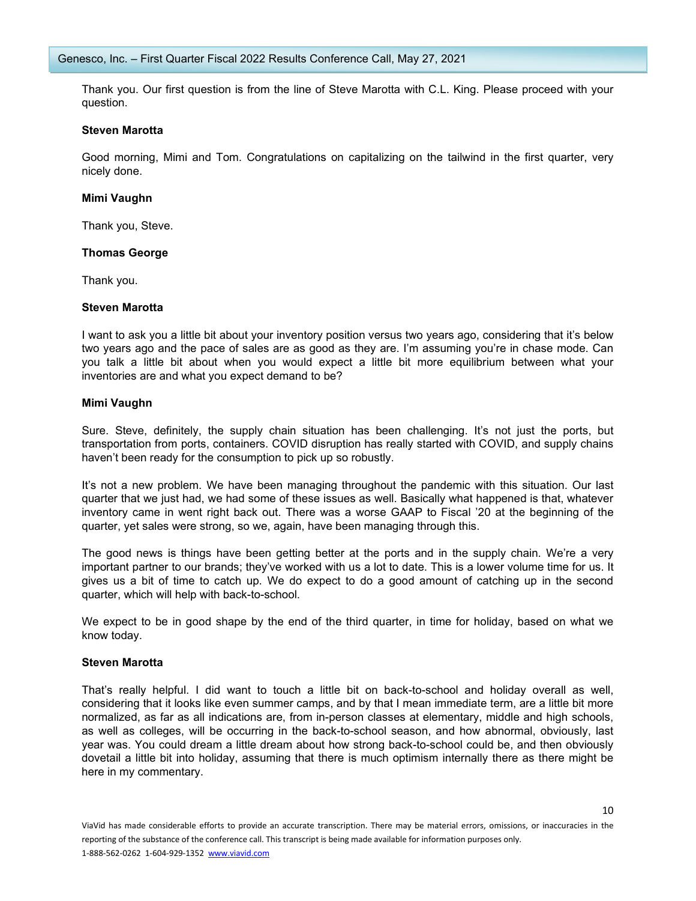Thank you. Our first question is from the line of Steve Marotta with C.L. King. Please proceed with your question.

**Steven Marotta**

Good morning, Mimi and Tom. Congratulations on capitalizing on the tailwind in the first quarter, very nicely done.

**Mimi Vaughn**

Thank you, Steve.

**Thomas George**

Thank you.

**Steven Marotta**

I want to ask you a little bit about your inventory position versus two years ago, considering that it's below two years ago and the pace of sales are as good as they are. I'm assuming you're in chase mode. Can you talk a little bit about when you would expect a little bit more equilibrium between what your inventories are and what you expect demand to be?

**Mimi Vaughn**

Sure. Steve, definitely, the supply chain situation has been challenging. It's not just the ports, but transportation from ports, containers. COVID disruption has really started with COVID, and supply chains haven't been ready for the consumption to pick up so robustly.

It's not a new problem. We have been managing throughout the pandemic with this situation. Our last quarter that we just had, we had some of these issues as well. Basically what happened is that, whatever inventory came in went right back out. There was a worse GAAP to Fiscal '20 at the beginning of the quarter, yet sales were strong, so we, again, have been managing through this.

The good news is things have been getting better at the ports and in the supply chain. We're a very important partner to our brands; they've worked with us a lot to date. This is a lower volume time for us. It gives us a bit of time to catch up. We do expect to do a good amount of catching up in the second quarter, which will help with back-to-school.

We expect to be in good shape by the end of the third quarter, in time for holiday, based on what we know today.

**Steven Marotta**

That's really helpful. I did want to touch a little bit on back-to-school and holiday overall as well, considering that it looks like even summer camps, and by that I mean immediate term, are a little bit more normalized, as far as all indications are, from in-person classes at elementary, middle and high schools, as well as colleges, will be occurring in the back-to-school season, and how abnormal, obviously, last year was. You could dream a little dream about how strong back-to-school could be, and then obviously dovetail a little bit into holiday, assuming that there is much optimism internally there as there might be here in my commentary.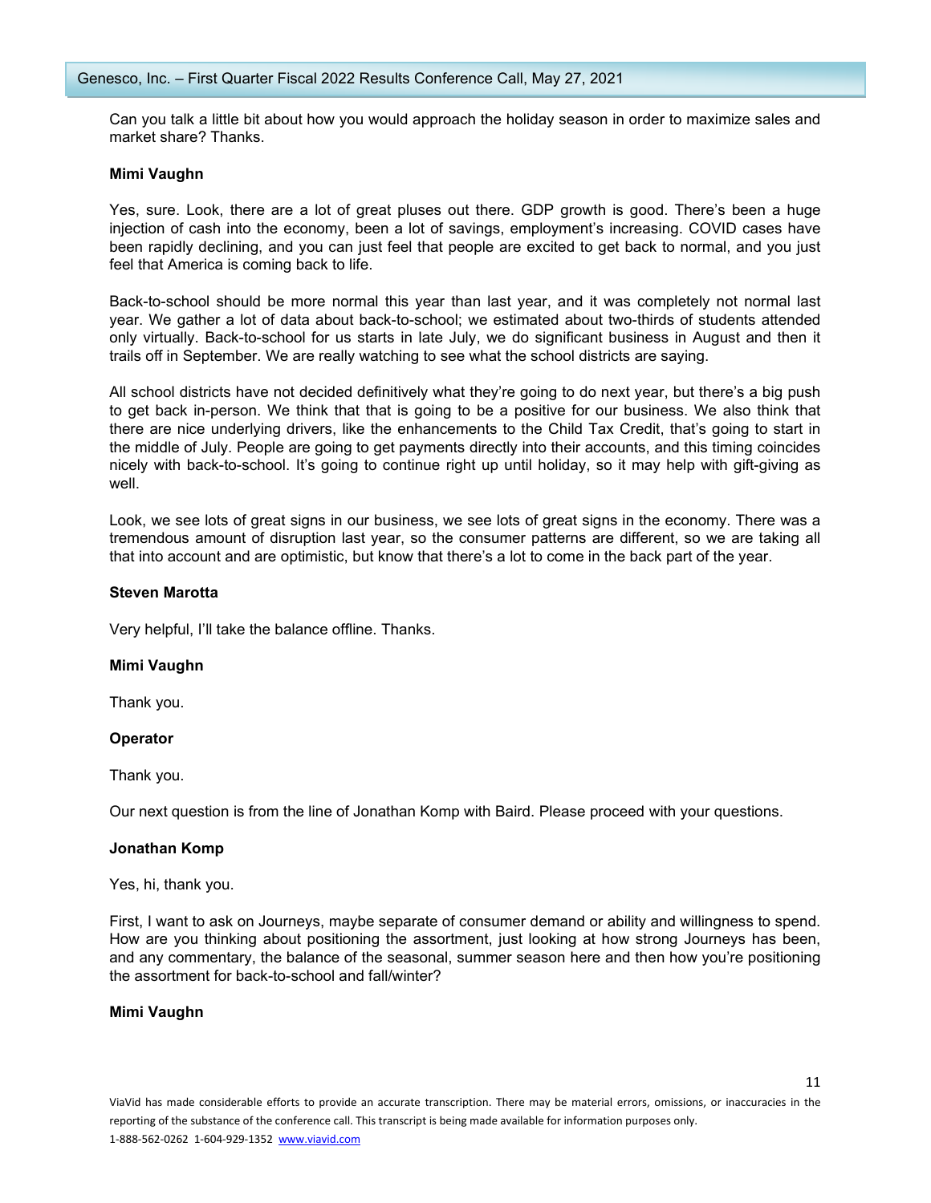Can you talk a little bit about how you would approach the holiday season in order to maximize sales and market share? Thanks.

**Mimi Vaughn**

Yes, sure. Look, there are a lot of great pluses out there. GDP growth is good. There's been a huge injection of cash into the economy, been a lot of savings, employment's increasing. COVID cases have been rapidly declining, and you can just feel that people are excited to get back to normal, and you just feel that America is coming back to life.

Back-to-school should be more normal this year than last year, and it was completely not normal last year. We gather a lot of data about back-to-school; we estimated about two-thirds of students attended only virtually. Back-to-school for us starts in late July, we do significant business in August and then it trails off in September. We are really watching to see what the school districts are saying.

All school districts have not decided definitively what they're going to do next year, but there's a big push to get back in-person. We think that that is going to be a positive for our business. We also think that there are nice underlying drivers, like the enhancements to the Child Tax Credit, that's going to start in the middle of July. People are going to get payments directly into their accounts, and this timing coincides nicely with back-to-school. It's going to continue right up until holiday, so it may help with gift-giving as well.

Look, we see lots of great signs in our business, we see lots of great signs in the economy. There was a tremendous amount of disruption last year, so the consumer patterns are different, so we are taking all that into account and are optimistic, but know that there's a lot to come in the back part of the year.

**Steven Marotta**

Very helpful, I'll take the balance offline. Thanks.

**Mimi Vaughn**

Thank you.

**Operator**

Thank you.

Our next question is from the line of Jonathan Komp with Baird. Please proceed with your questions.

**Jonathan Komp**

Yes, hi, thank you.

First, I want to ask on Journeys, maybe separate of consumer demand or ability and willingness to spend. How are you thinking about positioning the assortment, just looking at how strong Journeys has been, and any commentary, the balance of the seasonal, summer season here and then how you're positioning the assortment for back-to-school and fall/winter?

**Mimi Vaughn**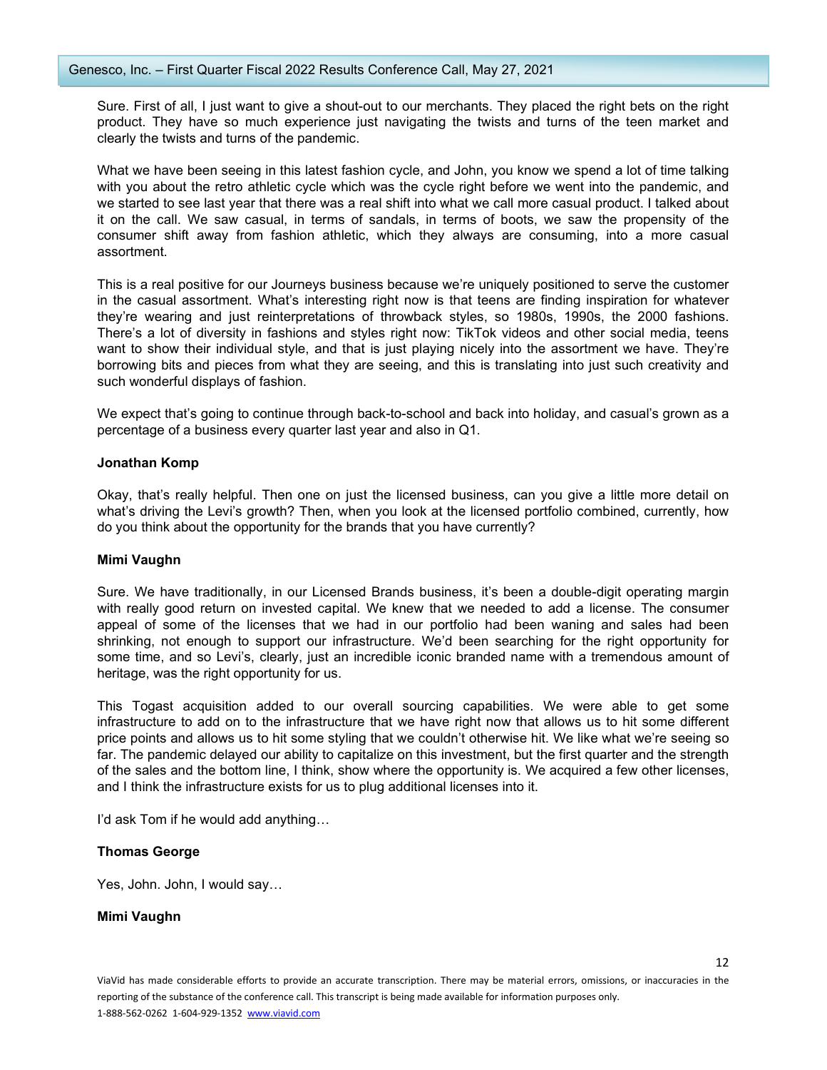Sure. First of all, I just want to give a shout-out to our merchants. They placed the right bets on the right product. They have so much experience just navigating the twists and turns of the teen market and clearly the twists and turns of the pandemic.

What we have been seeing in this latest fashion cycle, and John, you know we spend a lot of time talking with you about the retro athletic cycle which was the cycle right before we went into the pandemic, and we started to see last year that there was a real shift into what we call more casual product. I talked about it on the call. We saw casual, in terms of sandals, in terms of boots, we saw the propensity of the consumer shift away from fashion athletic, which they always are consuming, into a more casual assortment.

This is a real positive for our Journeys business because we're uniquely positioned to serve the customer in the casual assortment. What's interesting right now is that teens are finding inspiration for whatever they're wearing and just reinterpretations of throwback styles, so 1980s, 1990s, the 2000 fashions. There's a lot of diversity in fashions and styles right now: TikTok videos and other social media, teens want to show their individual style, and that is just playing nicely into the assortment we have. They're borrowing bits and pieces from what they are seeing, and this is translating into just such creativity and such wonderful displays of fashion.

We expect that's going to continue through back-to-school and back into holiday, and casual's grown as a percentage of a business every quarter last year and also in Q1.

**Jonathan Komp**

Okay, that's really helpful. Then one on just the licensed business, can you give a little more detail on what's driving the Levi's growth? Then, when you look at the licensed portfolio combined, currently, how do you think about the opportunity for the brands that you have currently?

**Mimi Vaughn**

Sure. We have traditionally, in our Licensed Brands business, it's been a double-digit operating margin with really good return on invested capital. We knew that we needed to add a license. The consumer appeal of some of the licenses that we had in our portfolio had been waning and sales had been shrinking, not enough to support our infrastructure. We'd been searching for the right opportunity for some time, and so Levi's, clearly, just an incredible iconic branded name with a tremendous amount of heritage, was the right opportunity for us.

This Togast acquisition added to our overall sourcing capabilities. We were able to get some infrastructure to add on to the infrastructure that we have right now that allows us to hit some different price points and allows us to hit some styling that we couldn't otherwise hit. We like what we're seeing so far. The pandemic delayed our ability to capitalize on this investment, but the first quarter and the strength of the sales and the bottom line, I think, show where the opportunity is. We acquired a few other licenses, and I think the infrastructure exists for us to plug additional licenses into it.

I'd ask Tom if he would add anything…

**Thomas George**

Yes, John. John, I would say…

**Mimi Vaughn**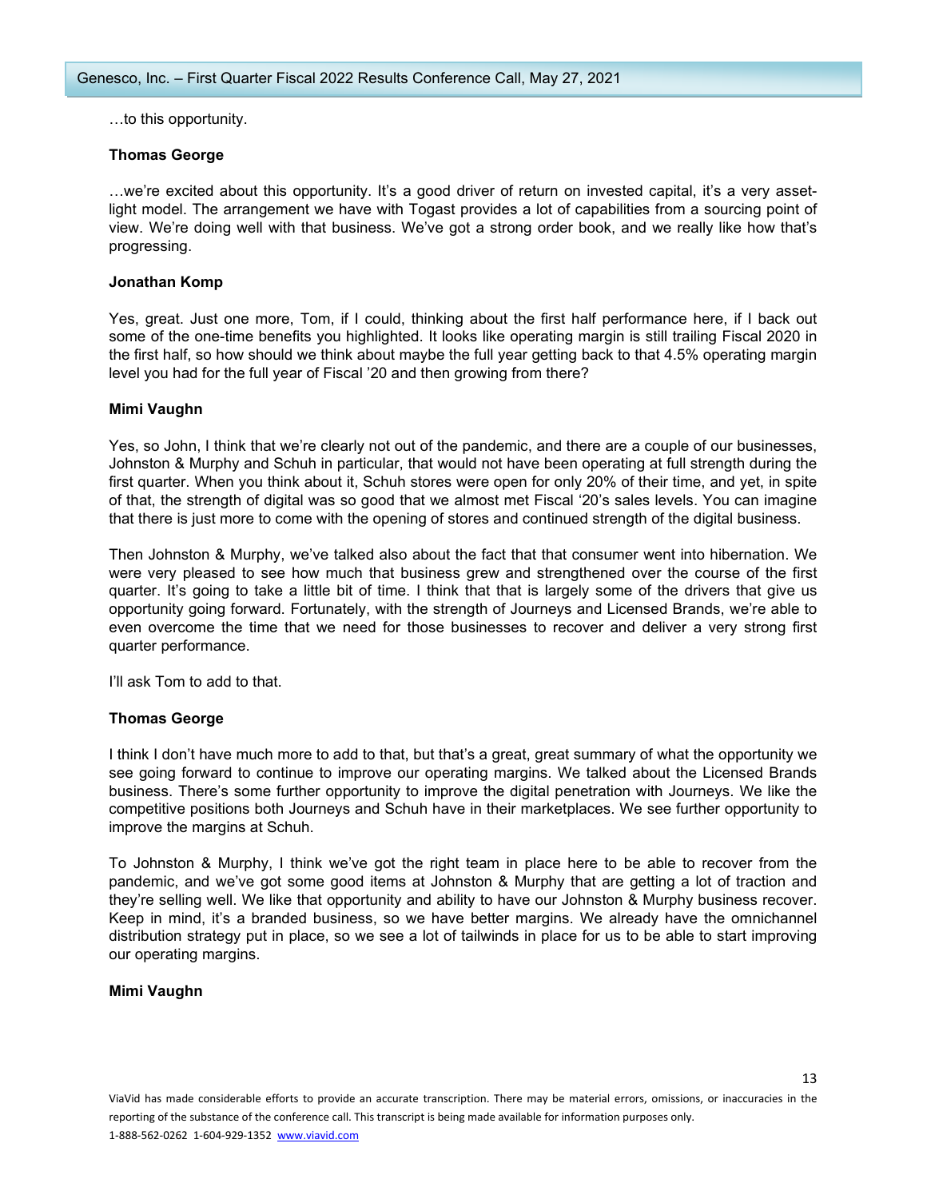…to this opportunity.

**Thomas George**

…we're excited about this opportunity. It's a good driver of return on invested capital, it's a very asset-light model. The arrangement we have with Togast provides a lot of capabilities from a sourcing point of view. We're doing well with that business. We've got a strong order book, and we really like how that's progressing.

**Jonathan Komp**

Yes, great. Just one more, Tom, if I could, thinking about the first half performance here, if I back out some of the one-time benefits you highlighted. It looks like operating margin is still trailing Fiscal 2020 in the first half, so how should we think about maybe the full year getting back to that 4.5% operating margin level you had for the full year of Fiscal '20 and then growing from there?

**Mimi Vaughn**

Yes, so John, I think that we're clearly not out of the pandemic, and there are a couple of our businesses, Johnston & Murphy and Schuh in particular, that would not have been operating at full strength during the first quarter. When you think about it, Schuh stores were open for only 20% of their time, and yet, in spite of that, the strength of digital was so good that we almost met Fiscal '20's sales levels. You can imagine that there is just more to come with the opening of stores and continued strength of the digital business.

Then Johnston & Murphy, we've talked also about the fact that that consumer went into hibernation. We were very pleased to see how much that business grew and strengthened over the course of the first quarter. It's going to take a little bit of time. I think that that is largely some of the drivers that give us opportunity going forward. Fortunately, with the strength of Journeys and Licensed Brands, we're able to even overcome the time that we need for those businesses to recover and deliver a very strong first quarter performance.

I'll ask Tom to add to that.

**Thomas George**

I think I don't have much more to add to that, but that's a great, great summary of what the opportunity we see going forward to continue to improve our operating margins. We talked about the Licensed Brands business. There's some further opportunity to improve the digital penetration with Journeys. We like the competitive positions both Journeys and Schuh have in their marketplaces. We see further opportunity to improve the margins at Schuh.

To Johnston & Murphy, I think we've got the right team in place here to be able to recover from the pandemic, and we've got some good items at Johnston & Murphy that are getting a lot of traction and they're selling well. We like that opportunity and ability to have our Johnston & Murphy business recover. Keep in mind, it's a branded business, so we have better margins. We already have the omnichannel distribution strategy put in place, so we see a lot of tailwinds in place for us to be able to start improving our operating margins.

**Mimi Vaughn**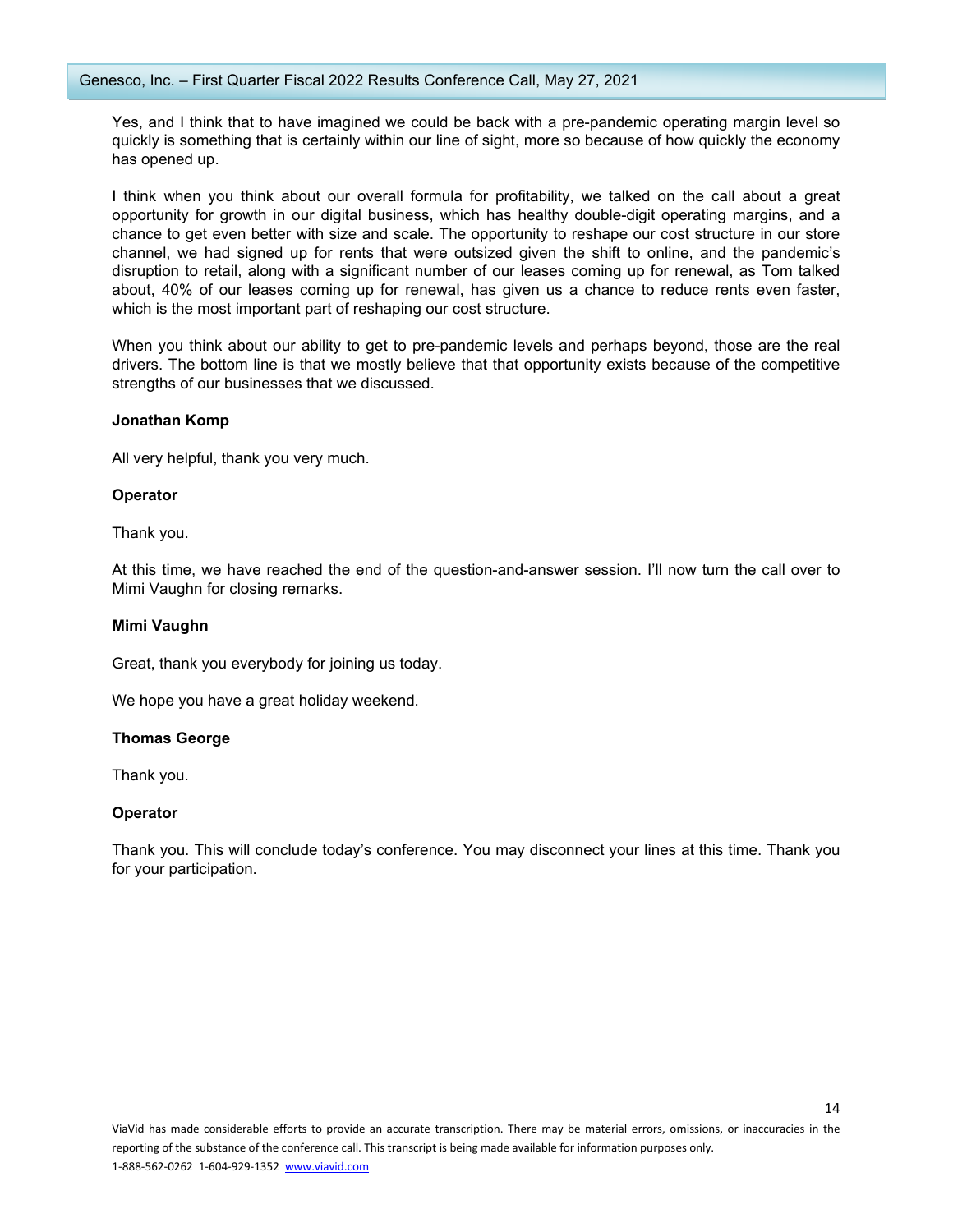Yes, and I think that to have imagined we could be back with a pre-pandemic operating margin level so quickly is something that is certainly within our line of sight, more so because of how quickly the economy has opened up.

I think when you think about our overall formula for profitability, we talked on the call about a great opportunity for growth in our digital business, which has healthy double-digit operating margins, and a chance to get even better with size and scale. The opportunity to reshape our cost structure in our store channel, we had signed up for rents that were outsized given the shift to online, and the pandemic's disruption to retail, along with a significant number of our leases coming up for renewal, as Tom talked about, 40% of our leases coming up for renewal, has given us a chance to reduce rents even faster, which is the most important part of reshaping our cost structure.

When you think about our ability to get to pre-pandemic levels and perhaps beyond, those are the real drivers. The bottom line is that we mostly believe that that opportunity exists because of the competitive strengths of our businesses that we discussed.

**Jonathan Komp**

All very helpful, thank you very much.

**Operator**

Thank you.

At this time, we have reached the end of the question-and-answer session. I'll now turn the call over to Mimi Vaughn for closing remarks.

**Mimi Vaughn**

Great, thank you everybody for joining us today.

We hope you have a great holiday weekend.

**Thomas George**

Thank you.

**Operator**

Thank you. This will conclude today's conference. You may disconnect your lines at this time. Thank you for your participation.

ViaVid has made considerable efforts to provide an accurate transcription. There may be material errors, omissions, or inaccuracies in the reporting of the substance of the conference call. This transcript is being made available for information purposes only.
1-888-562-0262 1-604-929-1352 www.viavid.com